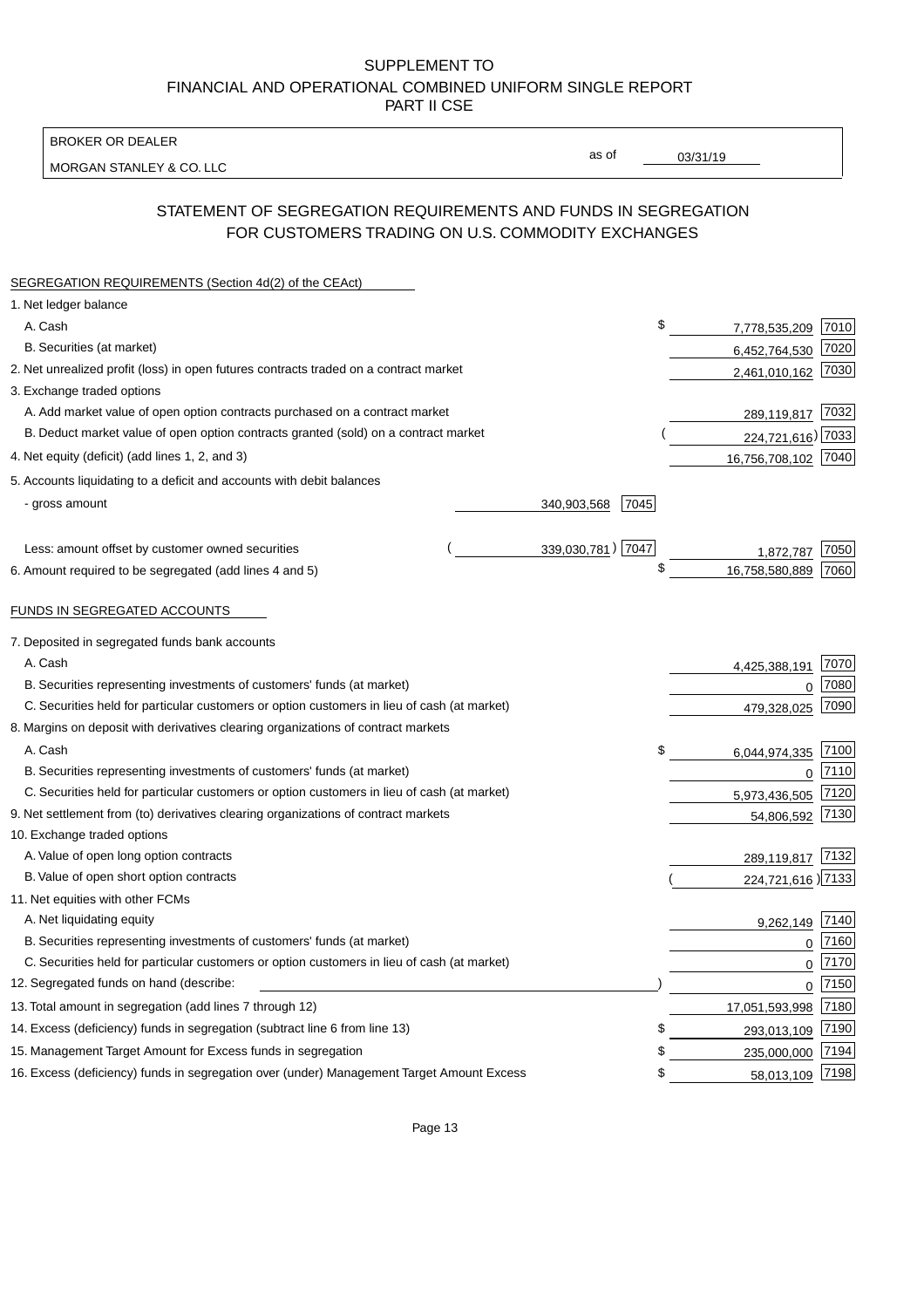SUPPLEMENT TO
FINANCIAL AND OPERATIONAL COMBINED UNIFORM SINGLE REPORT
PART II CSE

BROKER OR DEALER
MORGAN STANLEY & CO. LLC

as of 03/31/19

## STATEMENT OF SEGREGATION REQUIREMENTS AND FUNDS IN SEGREGATION FOR CUSTOMERS TRADING ON U.S. COMMODITY EXCHANGES

SEGREGATION REQUIREMENTS (Section 4d(2) of the CEAct)

| | | | | |
|---|---|---|---|---|
| 1. Net ledger balance | | | | |
| A. Cash | | | $ 7,778,535,209 | 7010 |
| B. Securities (at market) | | | 6,452,764,530 | 7020 |
| 2. Net unrealized profit (loss) in open futures contracts traded on a contract market | | | 2,461,010,162 | 7030 |
| 3. Exchange traded options | | | | |
| A. Add market value of open option contracts purchased on a contract market | | | 289,119,817 | 7032 |
| B. Deduct market value of open option contracts granted (sold) on a contract market | | | (224,721,616) | 7033 |
| 4. Net equity (deficit) (add lines 1, 2, and 3) | | | 16,756,708,102 | 7040 |
| 5. Accounts liquidating to a deficit and accounts with debit balances | | | | |
| - gross amount | 340,903,568 | 7045 | | |
| Less: amount offset by customer owned securities | (339,030,781) | 7047 | 1,872,787 | 7050 |
| 6. Amount required to be segregated (add lines 4 and 5) | | | $ 16,758,580,889 | 7060 |

FUNDS IN SEGREGATED ACCOUNTS

| | | |
|---|---|---|
| 7. Deposited in segregated funds bank accounts | | |
| A. Cash | 4,425,388,191 | 7070 |
| B. Securities representing investments of customers' funds (at market) | 0 | 7080 |
| C. Securities held for particular customers or option customers in lieu of cash (at market) | 479,328,025 | 7090 |
| 8. Margins on deposit with derivatives clearing organizations of contract markets | | |
| A. Cash | $ 6,044,974,335 | 7100 |
| B. Securities representing investments of customers' funds (at market) | 0 | 7110 |
| C. Securities held for particular customers or option customers in lieu of cash (at market) | 5,973,436,505 | 7120 |
| 9. Net settlement from (to) derivatives clearing organizations of contract markets | 54,806,592 | 7130 |
| 10. Exchange traded options | | |
| A. Value of open long option contracts | 289,119,817 | 7132 |
| B. Value of open short option contracts | (224,721,616) | 7133 |
| 11. Net equities with other FCMs | | |
| A. Net liquidating equity | 9,262,149 | 7140 |
| B. Securities representing investments of customers' funds (at market) | 0 | 7160 |
| C. Securities held for particular customers or option customers in lieu of cash (at market) | 0 | 7170 |
| 12. Segregated funds on hand (describe: ) | 0 | 7150 |
| 13. Total amount in segregation (add lines 7 through 12) | 17,051,593,998 | 7180 |
| 14. Excess (deficiency) funds in segregation (subtract line 6 from line 13) | $ 293,013,109 | 7190 |
| 15. Management Target Amount for Excess funds in segregation | $ 235,000,000 | 7194 |
| 16. Excess (deficiency) funds in segregation over (under) Management Target Amount Excess | $ 58,013,109 | 7198 |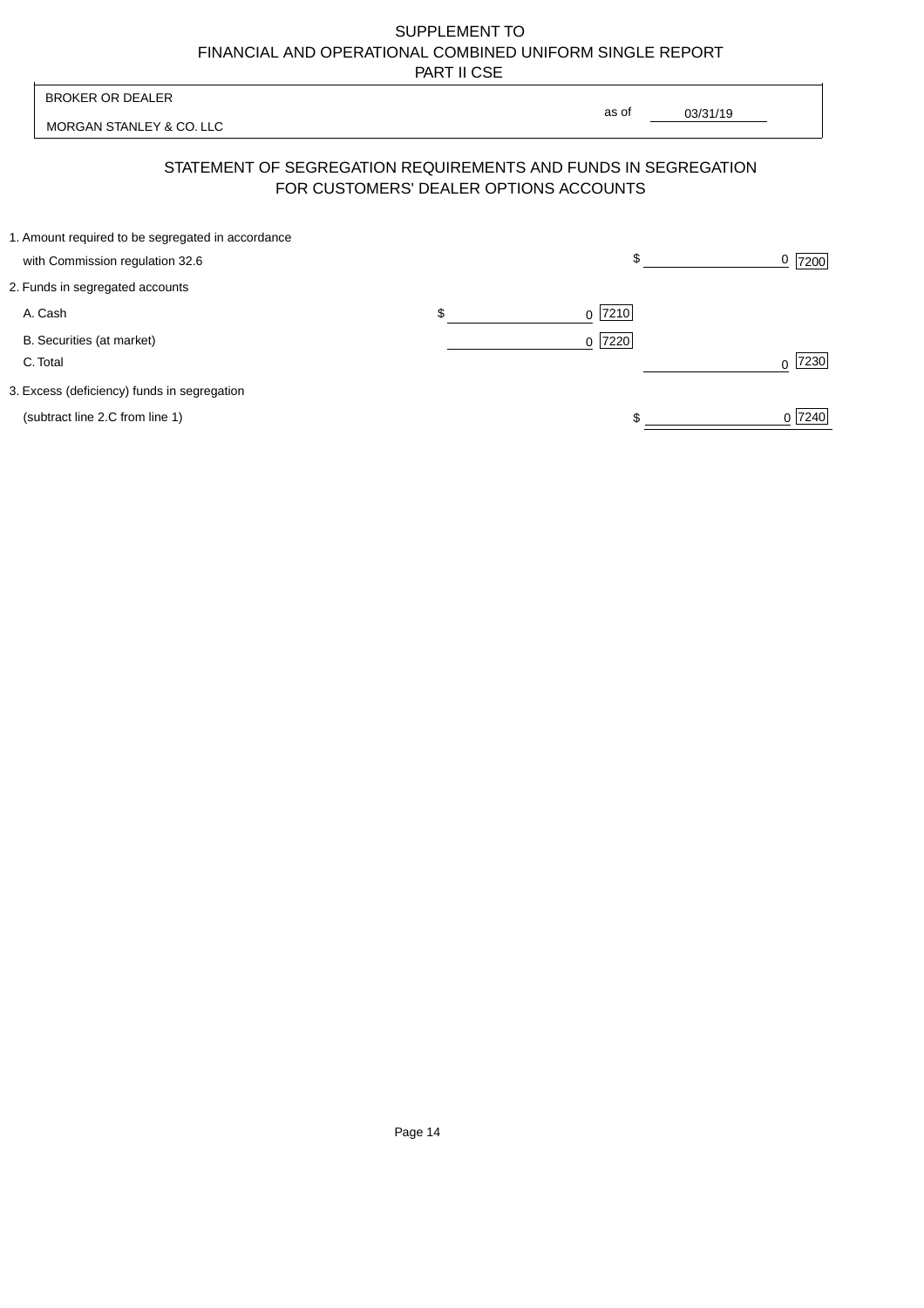SUPPLEMENT TO
FINANCIAL AND OPERATIONAL COMBINED UNIFORM SINGLE REPORT
PART II CSE

| BROKER OR DEALER | |
|---|---|
| MORGAN STANLEY & CO. LLC | as of 03/31/19 |

## STATEMENT OF SEGREGATION REQUIREMENTS AND FUNDS IN SEGREGATION FOR CUSTOMERS' DEALER OPTIONS ACCOUNTS

| | | | | |
|---|---|---|---|---|
| 1. Amount required to be segregated in accordance with Commission regulation 32.6 | | | $ 0 | 7200 |
| 2. Funds in segregated accounts | | | | |
| A. Cash | $ 0 | 7210 | | |
| B. Securities (at market) | 0 | 7220 | | |
| C. Total | | | 0 | 7230 |
| 3. Excess (deficiency) funds in segregation (subtract line 2.C from line 1) | | | $ 0 | 7240 |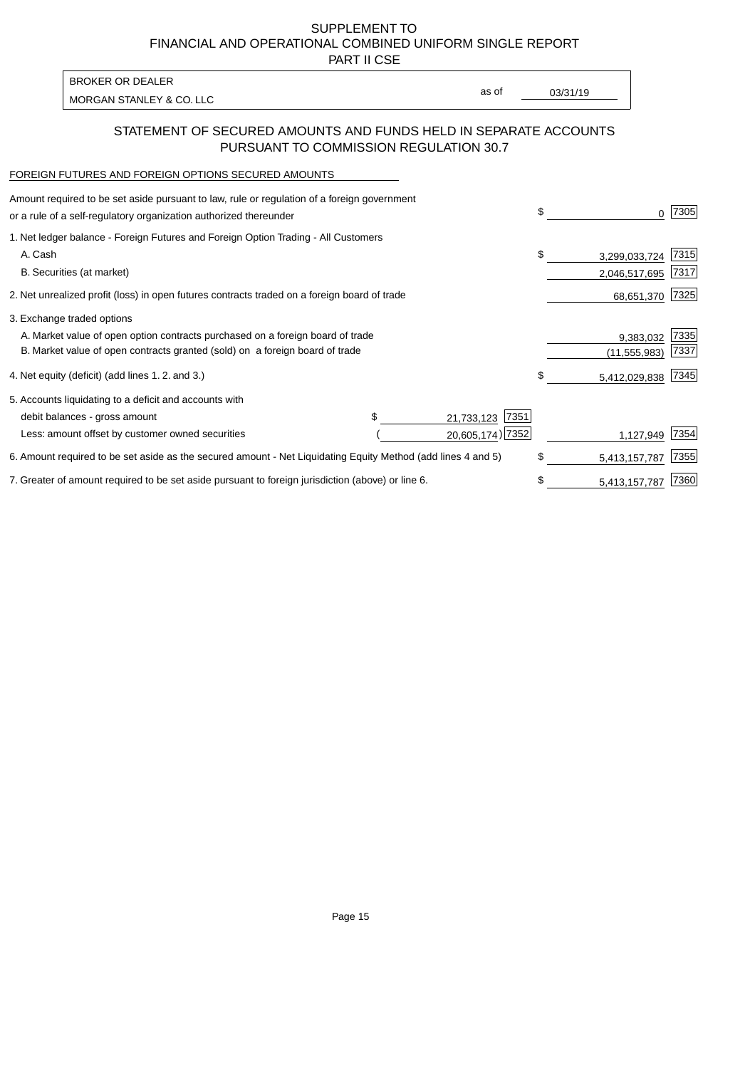SUPPLEMENT TO
FINANCIAL AND OPERATIONAL COMBINED UNIFORM SINGLE REPORT
PART II CSE

| BROKER OR DEALER | | |
|---|---|---|
| MORGAN STANLEY & CO. LLC | as of | 03/31/19 |

## STATEMENT OF SECURED AMOUNTS AND FUNDS HELD IN SEPARATE ACCOUNTS PURSUANT TO COMMISSION REGULATION 30.7

FOREIGN FUTURES AND FOREIGN OPTIONS SECURED AMOUNTS

| | | | | |
|---|---|---|---|---|
| Amount required to be set aside pursuant to law, rule or regulation of a foreign government or a rule of a self-regulatory organization authorized thereunder | | | $ 0 | 7305 |
| 1. Net ledger balance - Foreign Futures and Foreign Option Trading - All Customers | | | | |
| A. Cash | | | $ 3,299,033,724 | 7315 |
| B. Securities (at market) | | | 2,046,517,695 | 7317 |
| 2. Net unrealized profit (loss) in open futures contracts traded on a foreign board of trade | | | 68,651,370 | 7325 |
| 3. Exchange traded options | | | | |
| A. Market value of open option contracts purchased on a foreign board of trade | | | 9,383,032 | 7335 |
| B. Market value of open contracts granted (sold) on a foreign board of trade | | | (11,555,983) | 7337 |
| 4. Net equity (deficit) (add lines 1. 2. and 3.) | | | $ 5,412,029,838 | 7345 |
| 5. Accounts liquidating to a deficit and accounts with | | | | |
| debit balances - gross amount | $ 21,733,123 | 7351 | | |
| Less: amount offset by customer owned securities | ( 20,605,174) | 7352 | 1,127,949 | 7354 |
| 6. Amount required to be set aside as the secured amount - Net Liquidating Equity Method (add lines 4 and 5) | | | $ 5,413,157,787 | 7355 |
| 7. Greater of amount required to be set aside pursuant to foreign jurisdiction (above) or line 6. | | | $ 5,413,157,787 | 7360 |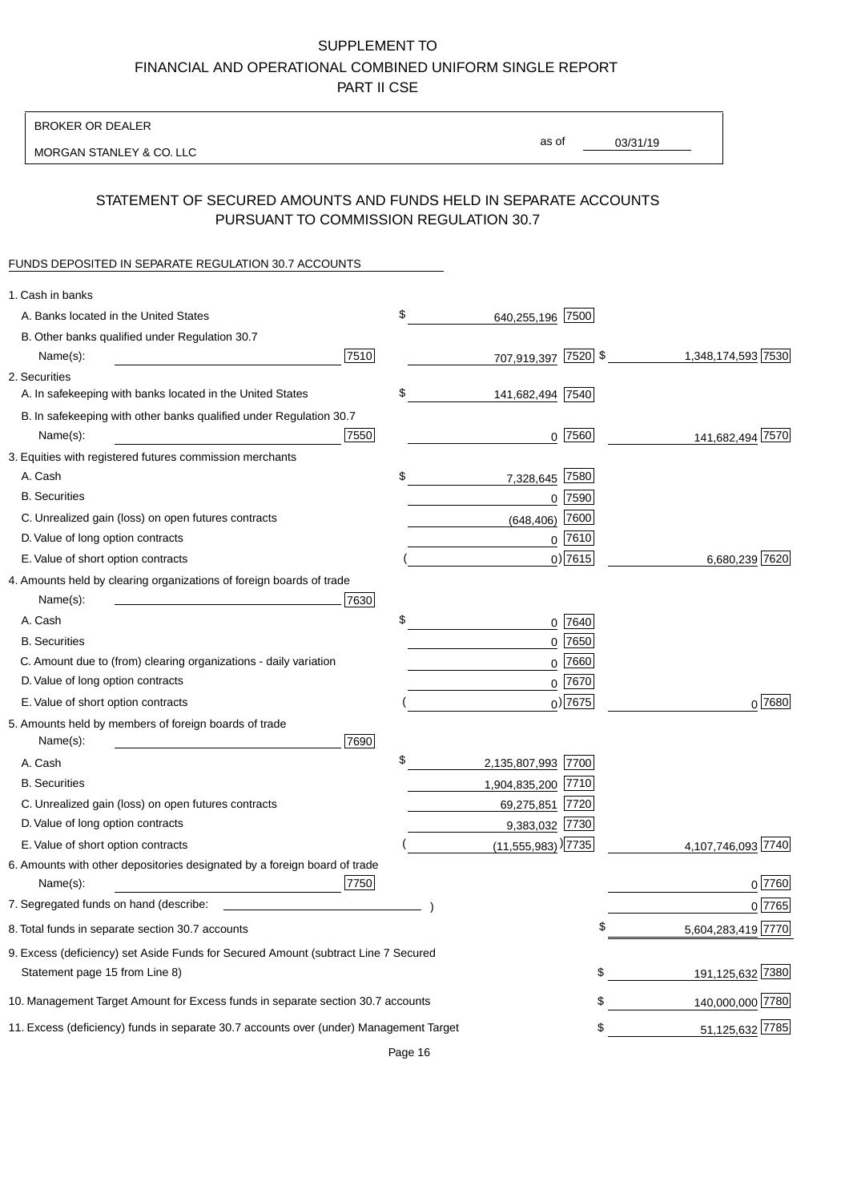SUPPLEMENT TO
FINANCIAL AND OPERATIONAL COMBINED UNIFORM SINGLE REPORT
PART II CSE

BROKER OR DEALER

MORGAN STANLEY & CO. LLC

as of 03/31/19

## STATEMENT OF SECURED AMOUNTS AND FUNDS HELD IN SEPARATE ACCOUNTS PURSUANT TO COMMISSION REGULATION 30.7

FUNDS DEPOSITED IN SEPARATE REGULATION 30.7 ACCOUNTS

| | | | | |
|---|---|---|---|---|
| 1. Cash in banks | | | | |
| A. Banks located in the United States | $ 640,255,196 | 7500 | | |
| B. Other banks qualified under Regulation 30.7 Name(s): 7510 | 707,919,397 | 7520 | $ 1,348,174,593 | 7530 |
| 2. Securities | | | | |
| A. In safekeeping with banks located in the United States | $ 141,682,494 | 7540 | | |
| B. In safekeeping with other banks qualified under Regulation 30.7 Name(s): 7550 | 0 | 7560 | 141,682,494 | 7570 |
| 3. Equities with registered futures commission merchants | | | | |
| A. Cash | $ 7,328,645 | 7580 | | |
| B. Securities | 0 | 7590 | | |
| C. Unrealized gain (loss) on open futures contracts | (648,406) | 7600 | | |
| D. Value of long option contracts | 0 | 7610 | | |
| E. Value of short option contracts | ( 0) | 7615 | 6,680,239 | 7620 |
| 4. Amounts held by clearing organizations of foreign boards of trade Name(s): 7630 | | | | |
| A. Cash | $ 0 | 7640 | | |
| B. Securities | 0 | 7650 | | |
| C. Amount due to (from) clearing organizations - daily variation | 0 | 7660 | | |
| D. Value of long option contracts | 0 | 7670 | | |
| E. Value of short option contracts | ( 0) | 7675 | 0 | 7680 |
| 5. Amounts held by members of foreign boards of trade Name(s): 7690 | | | | |
| A. Cash | $ 2,135,807,993 | 7700 | | |
| B. Securities | 1,904,835,200 | 7710 | | |
| C. Unrealized gain (loss) on open futures contracts | 69,275,851 | 7720 | | |
| D. Value of long option contracts | 9,383,032 | 7730 | | |
| E. Value of short option contracts | ( (11,555,983) ) | 7735 | 4,107,746,093 | 7740 |
| 6. Amounts with other depositories designated by a foreign board of trade Name(s): 7750 | | | 0 | 7760 |
| 7. Segregated funds on hand (describe: ) | | | 0 | 7765 |
| 8. Total funds in separate section 30.7 accounts | | | $ 5,604,283,419 | 7770 |
| 9. Excess (deficiency) set Aside Funds for Secured Amount (subtract Line 7 Secured Statement page 15 from Line 8) | | | $ 191,125,632 | 7380 |
| 10. Management Target Amount for Excess funds in separate section 30.7 accounts | | | $ 140,000,000 | 7780 |
| 11. Excess (deficiency) funds in separate 30.7 accounts over (under) Management Target | | | $ 51,125,632 | 7785 |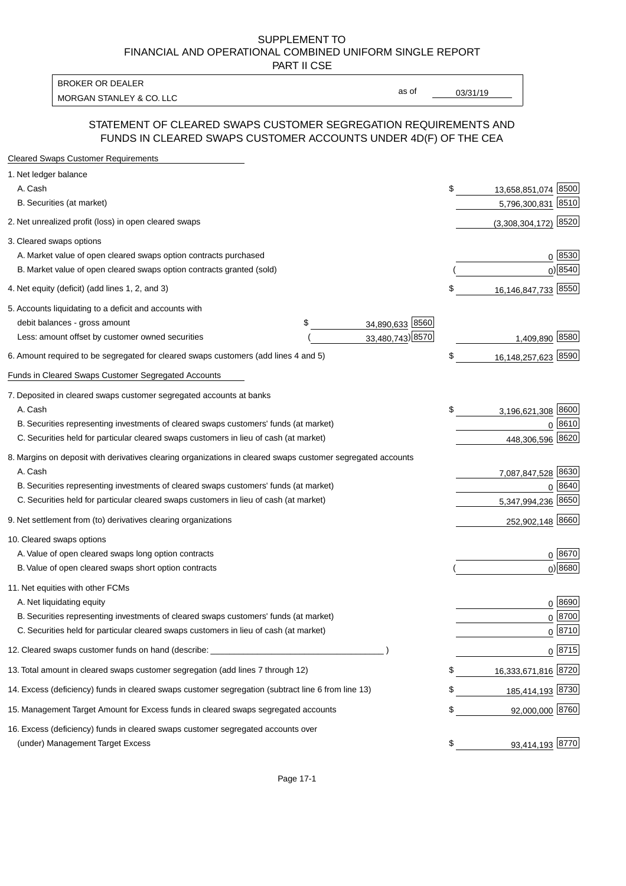SUPPLEMENT TO
FINANCIAL AND OPERATIONAL COMBINED UNIFORM SINGLE REPORT
PART II CSE

BROKER OR DEALER
MORGAN STANLEY & CO. LLC

as of 03/31/19

## STATEMENT OF CLEARED SWAPS CUSTOMER SEGREGATION REQUIREMENTS AND FUNDS IN CLEARED SWAPS CUSTOMER ACCOUNTS UNDER 4D(F) OF THE CEA

| | | | | |
|---|---|---|---|---|
| **Cleared Swaps Customer Requirements** | | | | |
| 1. Net ledger balance | | | | |
| A. Cash | | | $ 13,658,851,074 | 8500 |
| B. Securities (at market) | | | 5,796,300,831 | 8510 |
| 2. Net unrealized profit (loss) in open cleared swaps | | | (3,308,304,172) | 8520 |
| 3. Cleared swaps options | | | | |
| A. Market value of open cleared swaps option contracts purchased | | | 0 | 8530 |
| B. Market value of open cleared swaps option contracts granted (sold) | | | ( 0) | 8540 |
| 4. Net equity (deficit) (add lines 1, 2, and 3) | | | $ 16,146,847,733 | 8550 |
| 5. Accounts liquidating to a deficit and accounts with | | | | |
| debit balances - gross amount | $ 34,890,633 | 8560 | | |
| Less: amount offset by customer owned securities | ( 33,480,743) | 8570 | 1,409,890 | 8580 |
| 6. Amount required to be segregated for cleared swaps customers (add lines 4 and 5) | | | $ 16,148,257,623 | 8590 |
| **Funds in Cleared Swaps Customer Segregated Accounts** | | | | |
| 7. Deposited in cleared swaps customer segregated accounts at banks | | | | |
| A. Cash | | | $ 3,196,621,308 | 8600 |
| B. Securities representing investments of cleared swaps customers' funds (at market) | | | 0 | 8610 |
| C. Securities held for particular cleared swaps customers in lieu of cash (at market) | | | 448,306,596 | 8620 |
| 8. Margins on deposit with derivatives clearing organizations in cleared swaps customer segregated accounts | | | | |
| A. Cash | | | 7,087,847,528 | 8630 |
| B. Securities representing investments of cleared swaps customers' funds (at market) | | | 0 | 8640 |
| C. Securities held for particular cleared swaps customers in lieu of cash (at market) | | | 5,347,994,236 | 8650 |
| 9. Net settlement from (to) derivatives clearing organizations | | | 252,902,148 | 8660 |
| 10. Cleared swaps options | | | | |
| A. Value of open cleared swaps long option contracts | | | 0 | 8670 |
| B. Value of open cleared swaps short option contracts | | | ( 0) | 8680 |
| 11. Net equities with other FCMs | | | | |
| A. Net liquidating equity | | | 0 | 8690 |
| B. Securities representing investments of cleared swaps customers' funds (at market) | | | 0 | 8700 |
| C. Securities held for particular cleared swaps customers in lieu of cash (at market) | | | 0 | 8710 |
| 12. Cleared swaps customer funds on hand (describe: ) | | | 0 | 8715 |
| 13. Total amount in cleared swaps customer segregation (add lines 7 through 12) | | | $ 16,333,671,816 | 8720 |
| 14. Excess (deficiency) funds in cleared swaps customer segregation (subtract line 6 from line 13) | | | $ 185,414,193 | 8730 |
| 15. Management Target Amount for Excess funds in cleared swaps segregated accounts | | | $ 92,000,000 | 8760 |
| 16. Excess (deficiency) funds in cleared swaps customer segregated accounts over (under) Management Target Excess | | | $ 93,414,193 | 8770 |